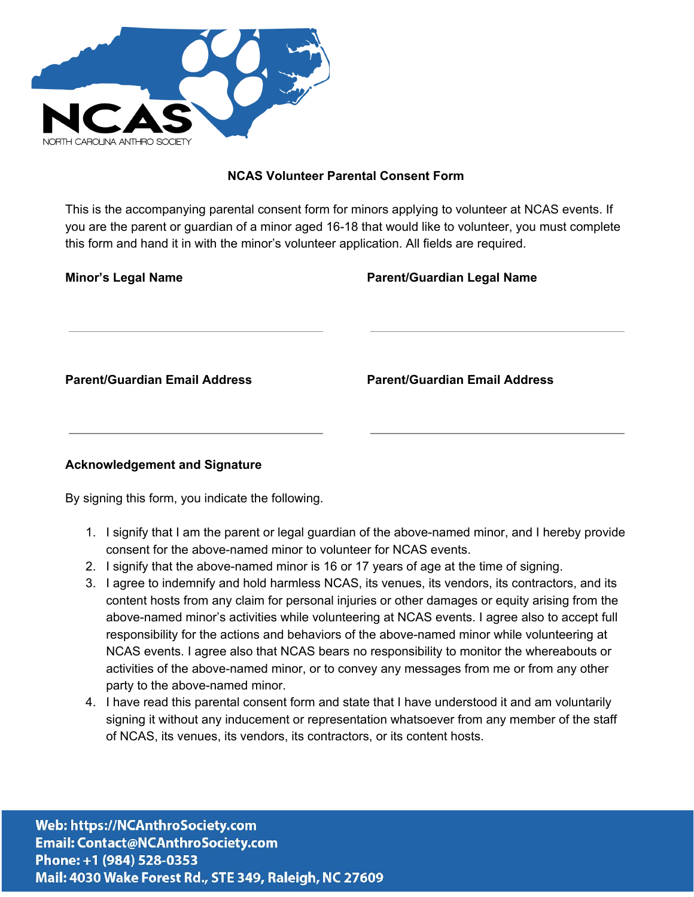NCAS

NORTH CAROLINA ANTHRO SOCIETY

# NCAS Volunteer Parental Consent Form

This is the accompanying parental consent form for minors applying to volunteer at NCAS events. If you are the parent or guardian of a minor aged 16-18 that would like to volunteer, you must complete this form and hand it in with the minor's volunteer application. All fields are required.

**Minor's Legal Name**

\_\_\_\_\_\_\_\_\_\_\_\_\_\_\_\_\_\_\_\_\_\_\_\_\_\_\_\_\_\_

**Parent/Guardian Legal Name**

\_\_\_\_\_\_\_\_\_\_\_\_\_\_\_\_\_\_\_\_\_\_\_\_\_\_\_\_\_\_

**Parent/Guardian Email Address**

\_\_\_\_\_\_\_\_\_\_\_\_\_\_\_\_\_\_\_\_\_\_\_\_\_\_\_\_\_\_

**Parent/Guardian Email Address**

\_\_\_\_\_\_\_\_\_\_\_\_\_\_\_\_\_\_\_\_\_\_\_\_\_\_\_\_\_\_

## Acknowledgement and Signature

By signing this form, you indicate the following.

1. I signify that I am the parent or legal guardian of the above-named minor, and I hereby provide consent for the above-named minor to volunteer for NCAS events.
2. I signify that the above-named minor is 16 or 17 years of age at the time of signing.
3. I agree to indemnify and hold harmless NCAS, its venues, its vendors, its contractors, and its content hosts from any claim for personal injuries or other damages or equity arising from the above-named minor's activities while volunteering at NCAS events. I agree also to accept full responsibility for the actions and behaviors of the above-named minor while volunteering at NCAS events. I agree also that NCAS bears no responsibility to monitor the whereabouts or activities of the above-named minor, or to convey any messages from me or from any other party to the above-named minor.
4. I have read this parental consent form and state that I have understood it and am voluntarily signing it without any inducement or representation whatsoever from any member of the staff of NCAS, its venues, its vendors, its contractors, or its content hosts.

**Web: https://NCAnthroSociety.com**
**Email: Contact@NCAnthroSociety.com**
**Phone: +1 (984) 528-0353**
**Mail: 4030 Wake Forest Rd., STE 349, Raleigh, NC 27609**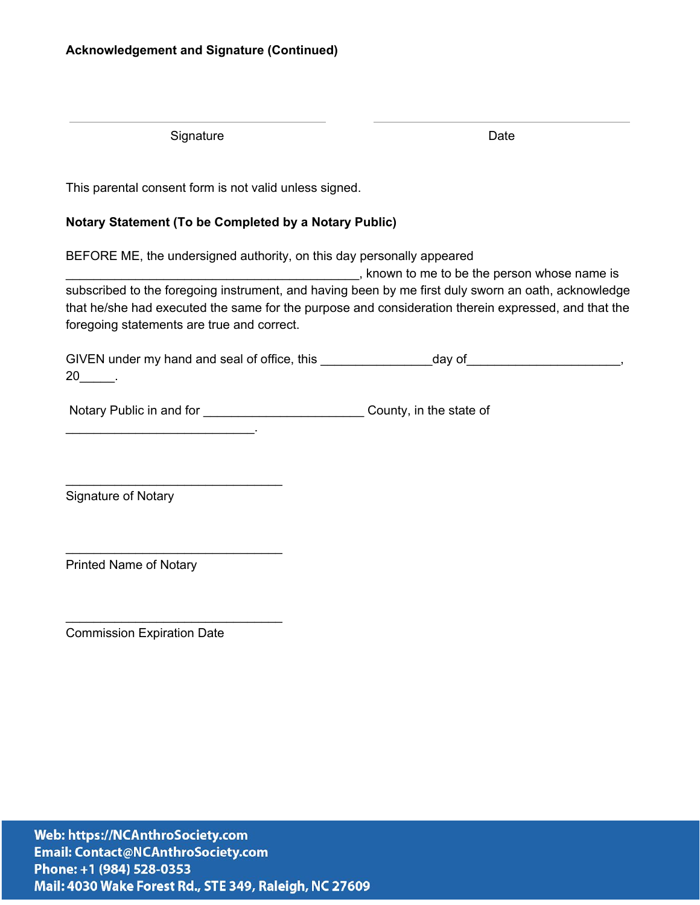**Acknowledgement and Signature (Continued)**

| | |
|---|---|
| Signature | Date |

This parental consent form is not valid unless signed.

**Notary Statement (To be Completed by a Notary Public)**

BEFORE ME, the undersigned authority, on this day personally appeared ________________________________________, known to me to be the person whose name is subscribed to the foregoing instrument, and having been by me first duly sworn an oath, acknowledge that he/she had executed the same for the purpose and consideration therein expressed, and that the foregoing statements are true and correct.

GIVEN under my hand and seal of office, this _______________day of_____________________, 20_____.

Notary Public in and for ______________________ County, in the state of __________________________.

______________________________
Signature of Notary

______________________________
Printed Name of Notary

______________________________
Commission Expiration Date

**Web: https://NCAnthroSociety.com**
**Email: Contact@NCAnthroSociety.com**
**Phone: +1 (984) 528-0353**
**Mail: 4030 Wake Forest Rd., STE 349, Raleigh, NC 27609**